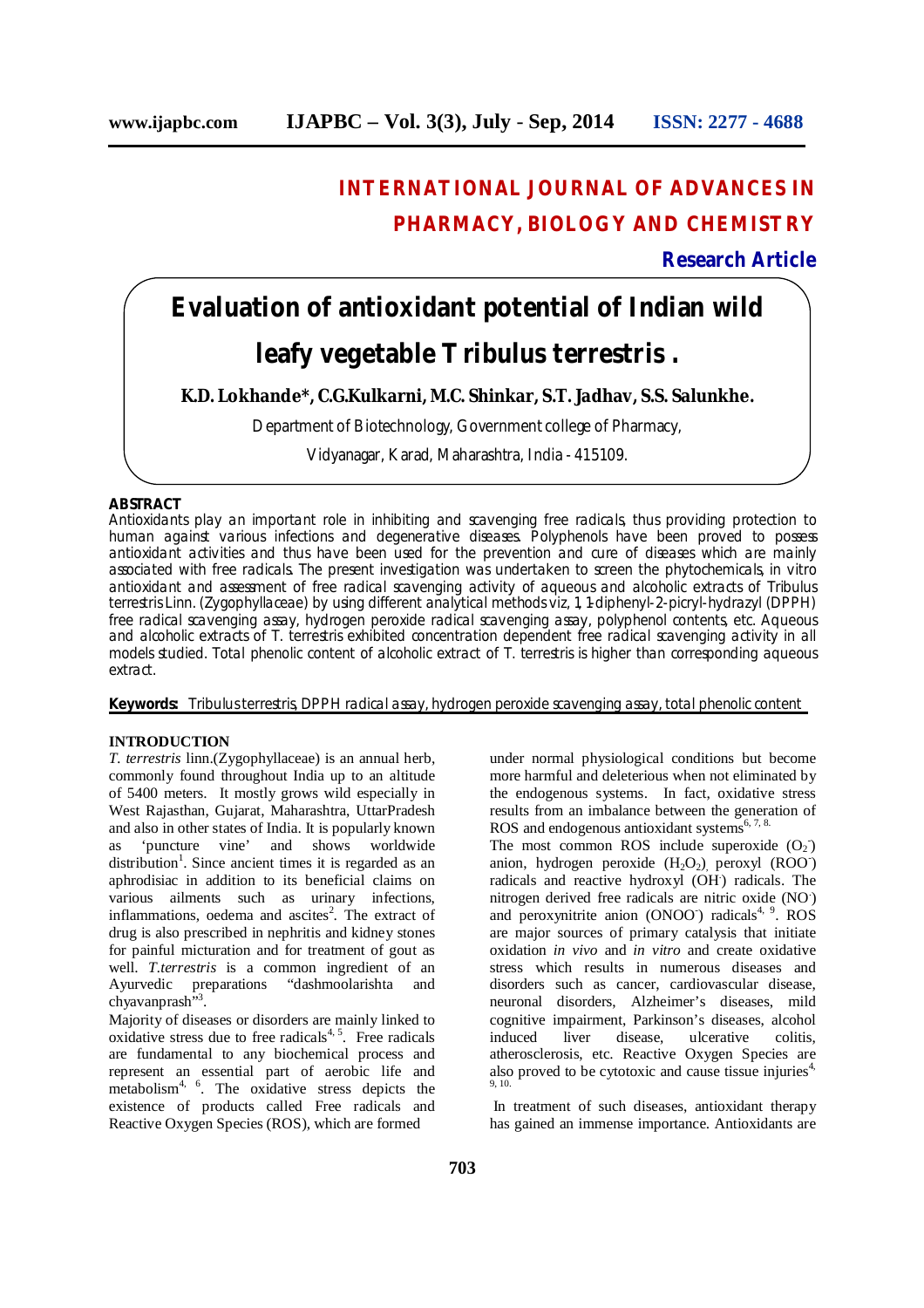# INTERNATIONAL JOURNAL OF ADVANCES IN PHARMACY, BIOLOGY AND CHEMISTRY

**Research Article**

# Evaluation of antioxidant potential of Indian wild leafy vegetable Tribulus terrestris .

**K.D. Lokhande*, C.G.Kulkarni, M.C. Shinkar, S.T. Jadhav, S.S. Salunkhe.**

Department of Biotechnology, Government college of Pharmacy,

Vidyanagar, Karad, Maharashtra, India - 415109.

## ABSTRACT

Antioxidants play an important role in inhibiting and scavenging free radicals, thus providing protection to human against various infections and degenerative diseases. Polyphenols have been proved to possess antioxidant activities and thus have been used for the prevention and cure of diseases which are mainly associated with free radicals. The present investigation was undertaken to screen the phytochemicals, in vitro antioxidant and assessment of free radical scavenging activity of aqueous and alcoholic extracts of Tribulus terrestris Linn. (Zygophyllaceae) by using different analytical methods viz, 1, 1-diphenyl-2-picryl-hydrazyl (DPPH) free radical scavenging assay, hydrogen peroxide radical scavenging assay, polyphenol contents, etc. Aqueous and alcoholic extracts of T. terrestris exhibited concentration dependent free radical scavenging activity in all models studied. Total phenolic content of alcoholic extract of T. terrestris is higher than corresponding aqueous extract.

**Keywords:** Tribulus terrestris, DPPH radical assay, hydrogen peroxide scavenging assay, total phenolic content

## INTRODUCTION

*T. terrestris* linn.(Zygophyllaceae) is an annual herb, commonly found throughout India up to an altitude of 5400 meters. It mostly grows wild especially in West Rajasthan, Gujarat, Maharashtra, UttarPradesh and also in other states of India. It is popularly known as 'puncture vine' and shows worldwide distribution[1]. Since ancient times it is regarded as an aphrodisiac in addition to its beneficial claims on various ailments such as urinary infections, inflammations, oedema and ascites[2]. The extract of drug is also prescribed in nephritis and kidney stones for painful micturation and for treatment of gout as well. *T.terrestris* is a common ingredient of an Ayurvedic preparations "dashmoolarishta and chyavanprash"[3].

Majority of diseases or disorders are mainly linked to oxidative stress due to free radicals[4, 5]. Free radicals are fundamental to any biochemical process and represent an essential part of aerobic life and metabolism[4, 6]. The oxidative stress depicts the existence of products called Free radicals and Reactive Oxygen Species (ROS), which are formed under normal physiological conditions but become more harmful and deleterious when not eliminated by the endogenous systems. In fact, oxidative stress results from an imbalance between the generation of ROS and endogenous antioxidant systems[6, 7, 8].

The most common ROS include superoxide ($O_2^-$) anion, hydrogen peroxide ($H_2O_2$), peroxyl ($ROO^-$) radicals and reactive hydroxyl ($OH^-$) radicals. The nitrogen derived free radicals are nitric oxide ($NO^-$) and peroxynitrite anion ($ONOO^-$) radicals[4, 9]. ROS are major sources of primary catalysis that initiate oxidation *in vivo* and *in vitro* and create oxidative stress which results in numerous diseases and disorders such as cancer, cardiovascular disease, neuronal disorders, Alzheimer's diseases, mild cognitive impairment, Parkinson's diseases, alcohol induced liver disease, ulcerative colitis, atherosclerosis, etc. Reactive Oxygen Species are also proved to be cytotoxic and cause tissue injuries[4, 9, 10].

In treatment of such diseases, antioxidant therapy has gained an immense importance. Antioxidants are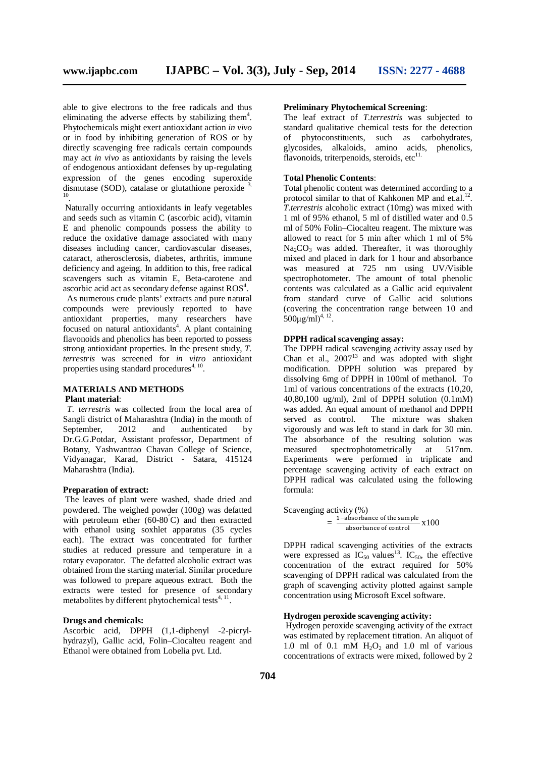able to give electrons to the free radicals and thus eliminating the adverse effects by stabilizing them[4]. Phytochemicals might exert antioxidant action *in vivo* or in food by inhibiting generation of ROS or by directly scavenging free radicals certain compounds may act *in vivo* as antioxidants by raising the levels of endogenous antioxidant defenses by up-regulating expression of the genes encoding superoxide dismutase (SOD), catalase or glutathione peroxide [3, 10].

Naturally occurring antioxidants in leafy vegetables and seeds such as vitamin C (ascorbic acid), vitamin E and phenolic compounds possess the ability to reduce the oxidative damage associated with many diseases including cancer, cardiovascular diseases, cataract, atherosclerosis, diabetes, arthritis, immune deficiency and ageing. In addition to this, free radical scavengers such as vitamin E, Beta-carotene and ascorbic acid act as secondary defense against ROS[4].

As numerous crude plants' extracts and pure natural compounds were previously reported to have antioxidant properties, many researchers have focused on natural antioxidants[4]. A plant containing flavonoids and phenolics has been reported to possess strong antioxidant properties. In the present study, *T. terrestris* was screened for *in vitro* antioxidant properties using standard procedures[4, 10].

## MATERIALS AND METHODS

**Plant material**:

*T. terrestris* was collected from the local area of Sangli district of Maharashtra (India) in the month of September, 2012 and authenticated by Dr.G.G.Potdar, Assistant professor, Department of Botany, Yashwantrao Chavan College of Science, Vidyanagar, Karad, District - Satara, 415124 Maharashtra (India).

**Preparation of extract:**

The leaves of plant were washed, shade dried and powdered. The weighed powder (100g) was defatted with petroleum ether (60-80°C) and then extracted with ethanol using soxhlet apparatus (35 cycles each). The extract was concentrated for further studies at reduced pressure and temperature in a rotary evaporator. The defatted alcoholic extract was obtained from the starting material. Similar procedure was followed to prepare aqueous extract. Both the extracts were tested for presence of secondary metabolites by different phytochemical tests[4, 11].

**Drugs and chemicals:**

Ascorbic acid, DPPH (1,1-diphenyl -2-picryl-hydrazyl), Gallic acid, Folin–Ciocalteu reagent and Ethanol were obtained from Lobelia pvt. Ltd.

**Preliminary Phytochemical Screening**:

The leaf extract of *T.terrestris* was subjected to standard qualitative chemical tests for the detection of phytoconstituents, such as carbohydrates, glycosides, alkaloids, amino acids, phenolics, flavonoids, triterpenoids, steroids, etc[11].

**Total Phenolic Contents**:

Total phenolic content was determined according to a protocol similar to that of Kahkonen MP and et.al.[12]. *T.terrestris* alcoholic extract (10mg) was mixed with 1 ml of 95% ethanol, 5 ml of distilled water and 0.5 ml of 50% Folin–Ciocalteu reagent. The mixture was allowed to react for 5 min after which 1 ml of 5% $Na_2CO_3$ was added. Thereafter, it was thoroughly mixed and placed in dark for 1 hour and absorbance was measured at 725 nm using UV/Visible spectrophotometer. The amount of total phenolic contents was calculated as a Gallic acid equivalent from standard curve of Gallic acid solutions (covering the concentration range between 10 and 500µg/ml)[4, 12].

**DPPH radical scavenging assay:**

The DPPH radical scavenging activity assay used by Chan et al., 2007[13] and was adopted with slight modification. DPPH solution was prepared by dissolving 6mg of DPPH in 100ml of methanol. To 1ml of various concentrations of the extracts (10,20, 40,80,100 ug/ml), 2ml of DPPH solution (0.1mM) was added. An equal amount of methanol and DPPH served as control. The mixture was shaken vigorously and was left to stand in dark for 30 min. The absorbance of the resulting solution was measured spectrophotometrically at 517nm. Experiments were performed in triplicate and percentage scavenging activity of each extract on DPPH radical was calculated using the following formula:

$$\text{Scavenging activity (\%)} = \frac{1 - \text{absorbance of the sample}}{\text{absorbance of control}} \times 100$$

DPPH radical scavenging activities of the extracts were expressed as $IC_{50}$ values[13]. $IC_{50}$, the effective concentration of the extract required for 50% scavenging of DPPH radical was calculated from the graph of scavenging activity plotted against sample concentration using Microsoft Excel software.

**Hydrogen peroxide scavenging activity:**

Hydrogen peroxide scavenging activity of the extract was estimated by replacement titration. An aliquot of 1.0 ml of 0.1 mM $H_2O_2$ and 1.0 ml of various concentrations of extracts were mixed, followed by 2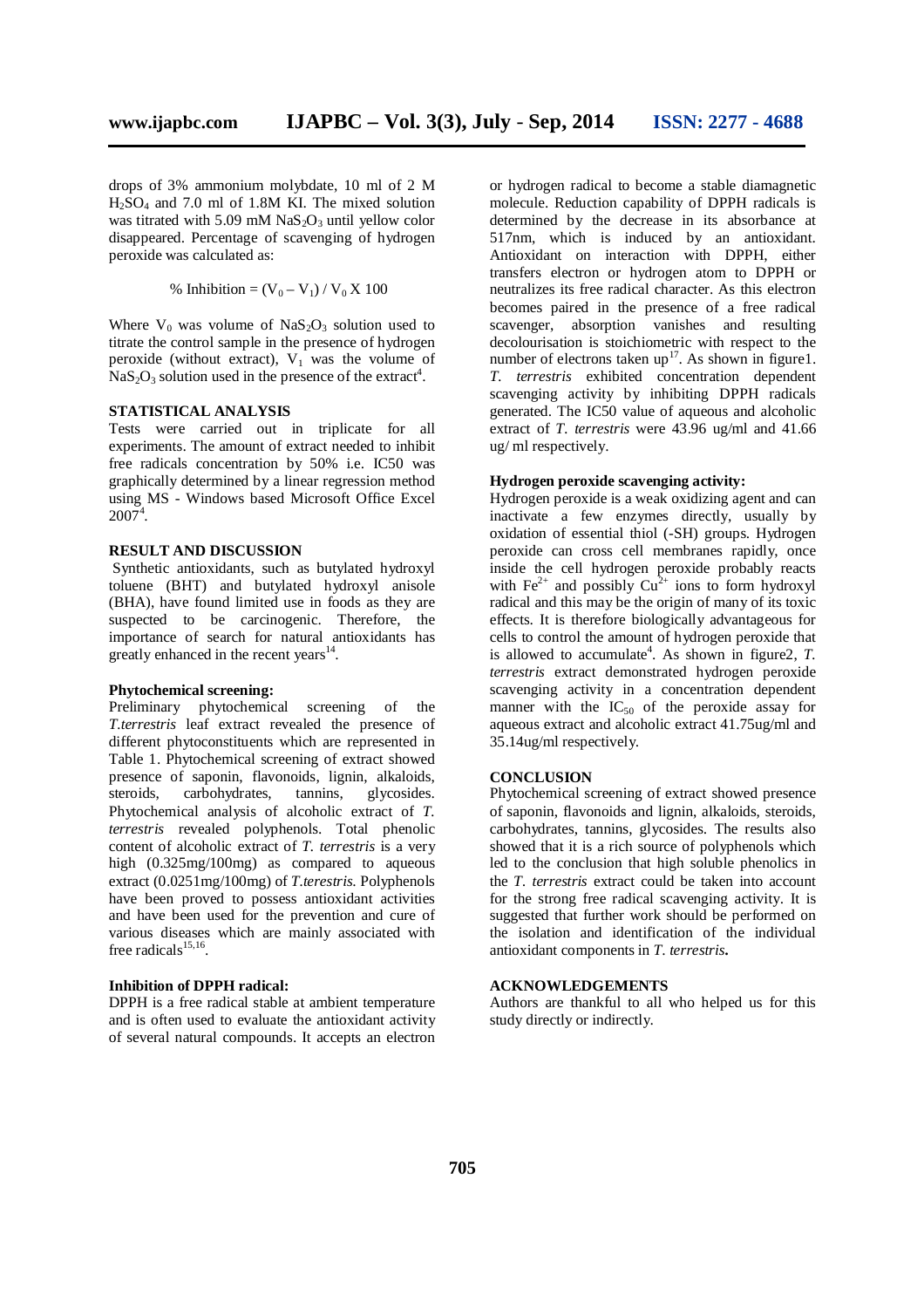drops of 3% ammonium molybdate, 10 ml of 2 M $H_2SO_4$ and 7.0 ml of 1.8M KI. The mixed solution was titrated with 5.09 mM $NaS_2O_3$ until yellow color disappeared. Percentage of scavenging of hydrogen peroxide was calculated as:

$$\% \text{ Inhibition} = (V_0 - V_1) / V_0 \text{ X } 100$$

Where $V_0$ was volume of $NaS_2O_3$ solution used to titrate the control sample in the presence of hydrogen peroxide (without extract), $V_1$ was the volume of $NaS_2O_3$ solution used in the presence of the extract[4].

## STATISTICAL ANALYSIS

Tests were carried out in triplicate for all experiments. The amount of extract needed to inhibit free radicals concentration by 50% i.e. IC50 was graphically determined by a linear regression method using MS - Windows based Microsoft Office Excel 2007[4].

## RESULT AND DISCUSSION

Synthetic antioxidants, such as butylated hydroxyl toluene (BHT) and butylated hydroxyl anisole (BHA), have found limited use in foods as they are suspected to be carcinogenic. Therefore, the importance of search for natural antioxidants has greatly enhanced in the recent years[14].

### Phytochemical screening:

Preliminary phytochemical screening of the *T.terrestris* leaf extract revealed the presence of different phytoconstituents which are represented in Table 1. Phytochemical screening of extract showed presence of saponin, flavonoids, lignin, alkaloids, steroids, carbohydrates, tannins, glycosides. Phytochemical analysis of alcoholic extract of *T. terrestris* revealed polyphenols. Total phenolic content of alcoholic extract of *T. terrestris* is a very high (0.325mg/100mg) as compared to aqueous extract (0.0251mg/100mg) of *T.terestris*. Polyphenols have been proved to possess antioxidant activities and have been used for the prevention and cure of various diseases which are mainly associated with free radicals[15,16].

### Inhibition of DPPH radical:

DPPH is a free radical stable at ambient temperature and is often used to evaluate the antioxidant activity of several natural compounds. It accepts an electron or hydrogen radical to become a stable diamagnetic molecule. Reduction capability of DPPH radicals is determined by the decrease in its absorbance at 517nm, which is induced by an antioxidant. Antioxidant on interaction with DPPH, either transfers electron or hydrogen atom to DPPH or neutralizes its free radical character. As this electron becomes paired in the presence of a free radical scavenger, absorption vanishes and resulting decolourisation is stoichiometric with respect to the number of electrons taken up[17]. As shown in figure1. *T. terrestris* exhibited concentration dependent scavenging activity by inhibiting DPPH radicals generated. The IC50 value of aqueous and alcoholic extract of *T. terrestris* were 43.96 ug/ml and 41.66 ug/ ml respectively.

### Hydrogen peroxide scavenging activity:

Hydrogen peroxide is a weak oxidizing agent and can inactivate a few enzymes directly, usually by oxidation of essential thiol (-SH) groups. Hydrogen peroxide can cross cell membranes rapidly, once inside the cell hydrogen peroxide probably reacts with $Fe^{2+}$ and possibly $Cu^{2+}$ ions to form hydroxyl radical and this may be the origin of many of its toxic effects. It is therefore biologically advantageous for cells to control the amount of hydrogen peroxide that is allowed to accumulate[4]. As shown in figure2, *T. terrestris* extract demonstrated hydrogen peroxide scavenging activity in a concentration dependent manner with the $IC_{50}$ of the peroxide assay for aqueous extract and alcoholic extract 41.75ug/ml and 35.14ug/ml respectively.

## CONCLUSION

Phytochemical screening of extract showed presence of saponin, flavonoids and lignin, alkaloids, steroids, carbohydrates, tannins, glycosides. The results also showed that it is a rich source of polyphenols which led to the conclusion that high soluble phenolics in the *T. terrestris* extract could be taken into account for the strong free radical scavenging activity. It is suggested that further work should be performed on the isolation and identification of the individual antioxidant components in *T. terrestris***.**

## ACKNOWLEDGEMENTS

Authors are thankful to all who helped us for this study directly or indirectly.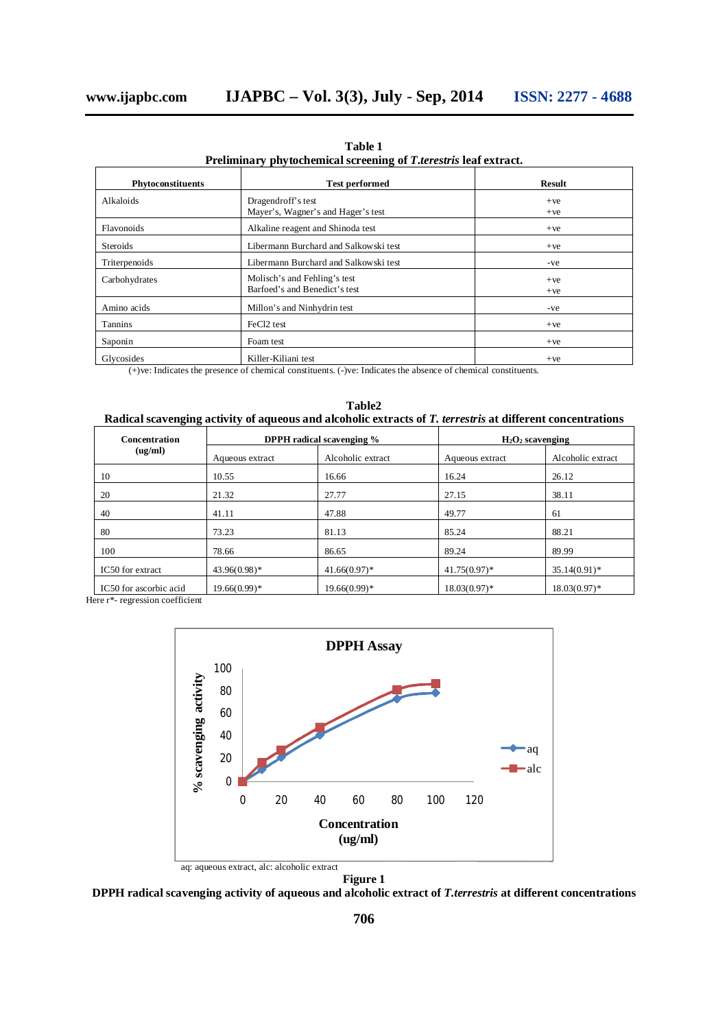**Table 1**
**Preliminary phytochemical screening of *T.terestris* leaf extract.**

| Phytoconstituents | Test performed | Result |
|---|---|---|
| Alkaloids | Dragendroff's test<br>Mayer's, Wagner's and Hager's test | +ve<br>+ve |
| Flavonoids | Alkaline reagent and Shinoda test | +ve |
| Steroids | Libermann Burchard and Salkowski test | +ve |
| Triterpenoids | Libermann Burchard and Salkowski test | -ve |
| Carbohydrates | Molisch's and Fehling's test<br>Barfoed's and Benedict's test | +ve<br>+ve |
| Amino acids | Millon's and Ninhydrin test | -ve |
| Tannins | FeCl2 test | +ve |
| Saponin | Foam test | +ve |
| Glycosides | Killer-Kiliani test | +ve |

(+)ve: Indicates the presence of chemical constituents. (-)ve: Indicates the absence of chemical constituents.

**Table2**
**Radical scavenging activity of aqueous and alcoholic extracts of *T. terrestris* at different concentrations**

| Concentration (ug/ml) | DPPH radical scavenging % | | $H_2O_2$ scavenging | |
|---|---|---|---|---|
| | Aqueous extract | Alcoholic extract | Aqueous extract | Alcoholic extract |
| 10 | 10.55 | 16.66 | 16.24 | 26.12 |
| 20 | 21.32 | 27.77 | 27.15 | 38.11 |
| 40 | 41.11 | 47.88 | 49.77 | 61 |
| 80 | 73.23 | 81.13 | 85.24 | 88.21 |
| 100 | 78.66 | 86.65 | 89.24 | 89.99 |
| IC50 for extract | 43.96(0.98)* | 41.66(0.97)* | 41.75(0.97)* | 35.14(0.91)* |
| IC50 for ascorbic acid | 19.66(0.99)* | 19.66(0.99)* | 18.03(0.97)* | 18.03(0.97)* |

Here r*- regression coefficient

DPPH Assay

% scavenging activity

100
80
60
40
20
0

0 20 40 60 80 100 120

Concentration (ug/ml)

aq
alc

aq: aqueous extract, alc: alcoholic extract

**Figure 1**
**DPPH radical scavenging activity of aqueous and alcoholic extract of *T.terrestris* at different concentrations**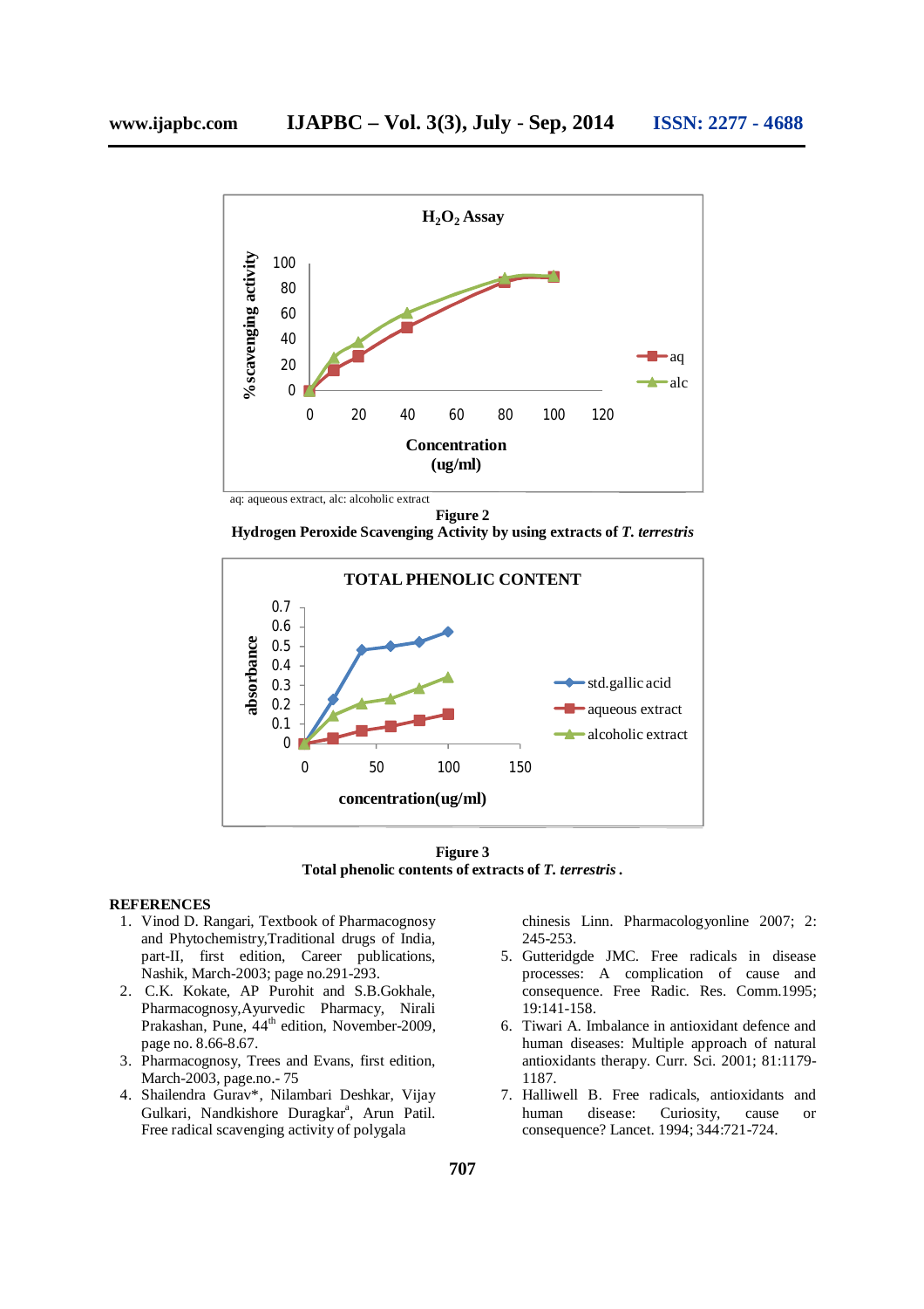aq: aqueous extract, alc: alcoholic extract

**Figure 2**
**Hydrogen Peroxide Scavenging Activity by using extracts of *T. terrestris***

**Figure 3**
**Total phenolic contents of extracts of *T. terrestris*.**

## REFERENCES

1. Vinod D. Rangari, Textbook of Pharmacognosy and Phytochemistry,Traditional drugs of India, part-II, first edition, Career publications, Nashik, March-2003; page no.291-293.
2. C.K. Kokate, AP Purohit and S.B.Gokhale, Pharmacognosy,Ayurvedic Pharmacy, Nirali Prakashan, Pune, 44th edition, November-2009, page no. 8.66-8.67.
3. Pharmacognosy, Trees and Evans, first edition, March-2003, page.no.- 75
4. Shailendra Gurav*, Nilambari Deshkar, Vijay Gulkari, Nandkishore Duragkar[a], Arun Patil. Free radical scavenging activity of polygala chinesis Linn. Pharmacologyonline 2007; 2: 245-253.
5. Gutteridgde JMC. Free radicals in disease processes: A complication of cause and consequence. Free Radic. Res. Comm.1995; 19:141-158.
6. Tiwari A. Imbalance in antioxidant defence and human diseases: Multiple approach of natural antioxidants therapy. Curr. Sci. 2001; 81:1179-1187.
7. Halliwell B. Free radicals, antioxidants and human disease: Curiosity, cause or consequence? Lancet. 1994; 344:721-724.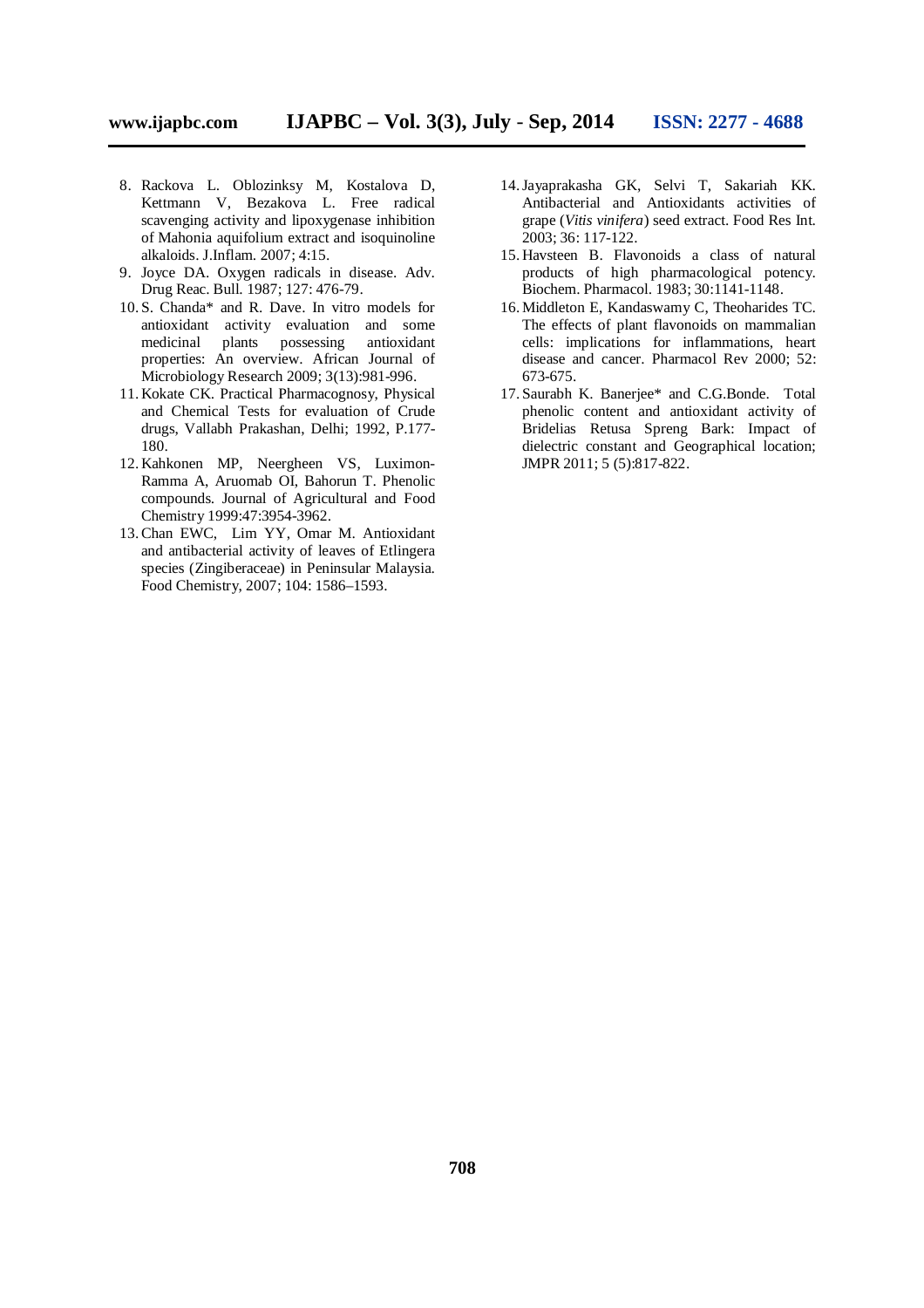8. Rackova L. Oblozinksy M, Kostalova D, Kettmann V, Bezakova L. Free radical scavenging activity and lipoxygenase inhibition of Mahonia aquifolium extract and isoquinoline alkaloids. J.Inflam. 2007; 4:15.
9. Joyce DA. Oxygen radicals in disease. Adv. Drug Reac. Bull. 1987; 127: 476-79.
10. S. Chanda* and R. Dave. In vitro models for antioxidant activity evaluation and some medicinal plants possessing antioxidant properties: An overview. African Journal of Microbiology Research 2009; 3(13):981-996.
11. Kokate CK. Practical Pharmacognosy, Physical and Chemical Tests for evaluation of Crude drugs, Vallabh Prakashan, Delhi; 1992, P.177-180.
12. Kahkonen MP, Neergheen VS, Luximon-Ramma A, Aruomab OI, Bahorun T. Phenolic compounds. Journal of Agricultural and Food Chemistry 1999:47:3954-3962.
13. Chan EWC, Lim YY, Omar M. Antioxidant and antibacterial activity of leaves of Etlingera species (Zingiberaceae) in Peninsular Malaysia. Food Chemistry, 2007; 104: 1586–1593.
14. Jayaprakasha GK, Selvi T, Sakariah KK. Antibacterial and Antioxidants activities of grape (*Vitis vinifera*) seed extract. Food Res Int. 2003; 36: 117-122.
15. Havsteen B. Flavonoids a class of natural products of high pharmacological potency. Biochem. Pharmacol. 1983; 30:1141-1148.
16. Middleton E, Kandaswamy C, Theoharides TC. The effects of plant flavonoids on mammalian cells: implications for inflammations, heart disease and cancer. Pharmacol Rev 2000; 52: 673-675.
17. Saurabh K. Banerjee* and C.G.Bonde. Total phenolic content and antioxidant activity of Bridelias Retusa Spreng Bark: Impact of dielectric constant and Geographical location; JMPR 2011; 5 (5):817-822.